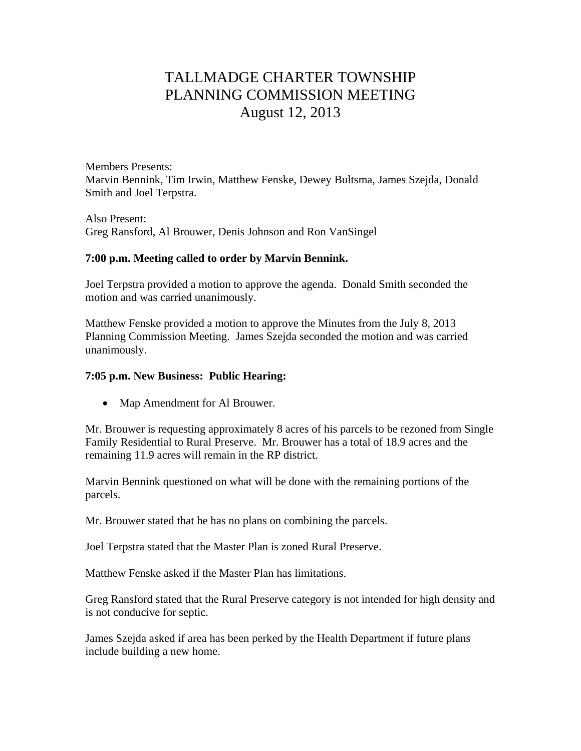# TALLMADGE CHARTER TOWNSHIP
# PLANNING COMMISSION MEETING
# August 12, 2013

Members Presents:
Marvin Bennink, Tim Irwin, Matthew Fenske, Dewey Bultsma, James Szejda, Donald Smith and Joel Terpstra.

Also Present:
Greg Ransford, Al Brouwer, Denis Johnson and Ron VanSingel

**7:00 p.m. Meeting called to order by Marvin Bennink.**

Joel Terpstra provided a motion to approve the agenda. Donald Smith seconded the motion and was carried unanimously.

Matthew Fenske provided a motion to approve the Minutes from the July 8, 2013 Planning Commission Meeting. James Szejda seconded the motion and was carried unanimously.

**7:05 p.m. New Business: Public Hearing:**

- Map Amendment for Al Brouwer.

Mr. Brouwer is requesting approximately 8 acres of his parcels to be rezoned from Single Family Residential to Rural Preserve. Mr. Brouwer has a total of 18.9 acres and the remaining 11.9 acres will remain in the RP district.

Marvin Bennink questioned on what will be done with the remaining portions of the parcels.

Mr. Brouwer stated that he has no plans on combining the parcels.

Joel Terpstra stated that the Master Plan is zoned Rural Preserve.

Matthew Fenske asked if the Master Plan has limitations.

Greg Ransford stated that the Rural Preserve category is not intended for high density and is not conducive for septic.

James Szejda asked if area has been perked by the Health Department if future plans include building a new home.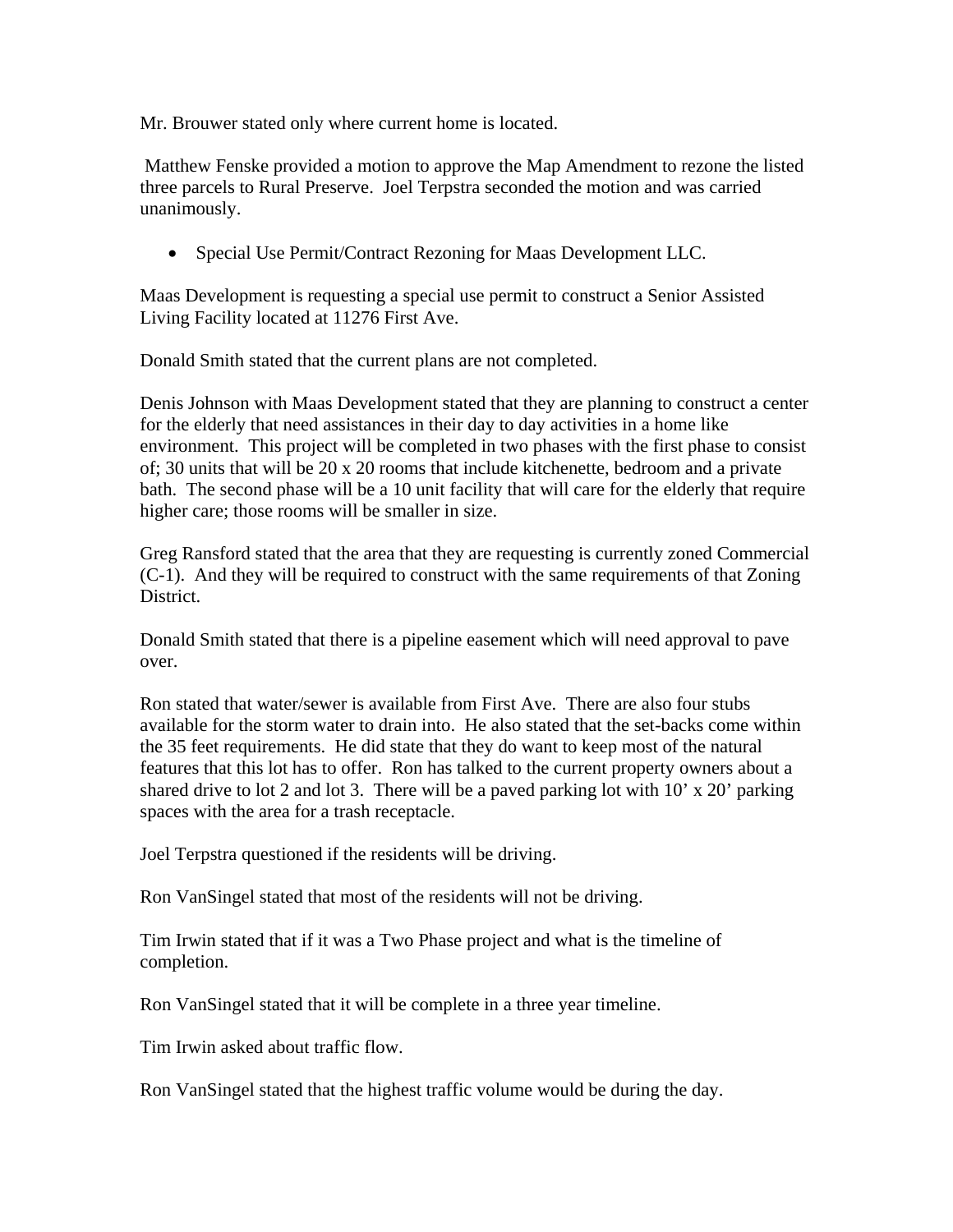Mr. Brouwer stated only where current home is located.

Matthew Fenske provided a motion to approve the Map Amendment to rezone the listed three parcels to Rural Preserve. Joel Terpstra seconded the motion and was carried unanimously.

- Special Use Permit/Contract Rezoning for Maas Development LLC.

Maas Development is requesting a special use permit to construct a Senior Assisted Living Facility located at 11276 First Ave.

Donald Smith stated that the current plans are not completed.

Denis Johnson with Maas Development stated that they are planning to construct a center for the elderly that need assistances in their day to day activities in a home like environment. This project will be completed in two phases with the first phase to consist of; 30 units that will be 20 x 20 rooms that include kitchenette, bedroom and a private bath. The second phase will be a 10 unit facility that will care for the elderly that require higher care; those rooms will be smaller in size.

Greg Ransford stated that the area that they are requesting is currently zoned Commercial (C-1). And they will be required to construct with the same requirements of that Zoning District.

Donald Smith stated that there is a pipeline easement which will need approval to pave over.

Ron stated that water/sewer is available from First Ave. There are also four stubs available for the storm water to drain into. He also stated that the set-backs come within the 35 feet requirements. He did state that they do want to keep most of the natural features that this lot has to offer. Ron has talked to the current property owners about a shared drive to lot 2 and lot 3. There will be a paved parking lot with 10' x 20' parking spaces with the area for a trash receptacle.

Joel Terpstra questioned if the residents will be driving.

Ron VanSingel stated that most of the residents will not be driving.

Tim Irwin stated that if it was a Two Phase project and what is the timeline of completion.

Ron VanSingel stated that it will be complete in a three year timeline.

Tim Irwin asked about traffic flow.

Ron VanSingel stated that the highest traffic volume would be during the day.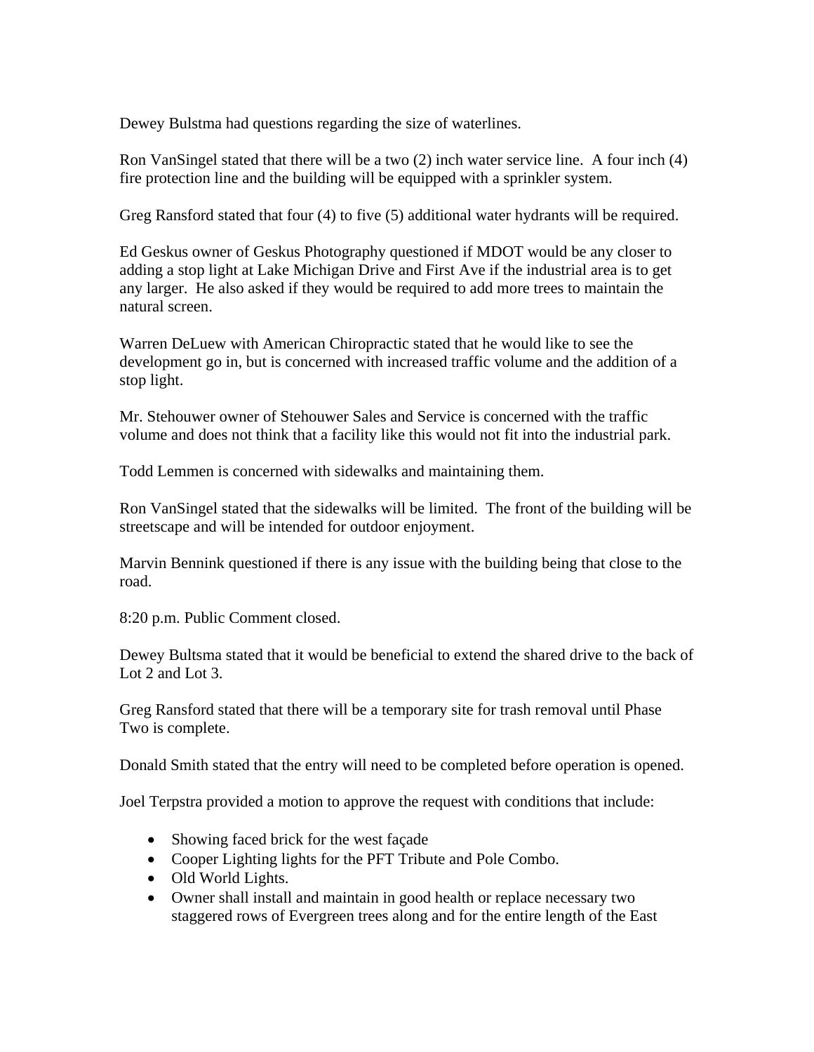Dewey Bulstma had questions regarding the size of waterlines.

Ron VanSingel stated that there will be a two (2) inch water service line. A four inch (4) fire protection line and the building will be equipped with a sprinkler system.

Greg Ransford stated that four (4) to five (5) additional water hydrants will be required.

Ed Geskus owner of Geskus Photography questioned if MDOT would be any closer to adding a stop light at Lake Michigan Drive and First Ave if the industrial area is to get any larger. He also asked if they would be required to add more trees to maintain the natural screen.

Warren DeLuew with American Chiropractic stated that he would like to see the development go in, but is concerned with increased traffic volume and the addition of a stop light.

Mr. Stehouwer owner of Stehouwer Sales and Service is concerned with the traffic volume and does not think that a facility like this would not fit into the industrial park.

Todd Lemmen is concerned with sidewalks and maintaining them.

Ron VanSingel stated that the sidewalks will be limited. The front of the building will be streetscape and will be intended for outdoor enjoyment.

Marvin Bennink questioned if there is any issue with the building being that close to the road.

8:20 p.m. Public Comment closed.

Dewey Bultsma stated that it would be beneficial to extend the shared drive to the back of Lot 2 and Lot 3.

Greg Ransford stated that there will be a temporary site for trash removal until Phase Two is complete.

Donald Smith stated that the entry will need to be completed before operation is opened.

Joel Terpstra provided a motion to approve the request with conditions that include:

- Showing faced brick for the west façade
- Cooper Lighting lights for the PFT Tribute and Pole Combo.
- Old World Lights.
- Owner shall install and maintain in good health or replace necessary two staggered rows of Evergreen trees along and for the entire length of the East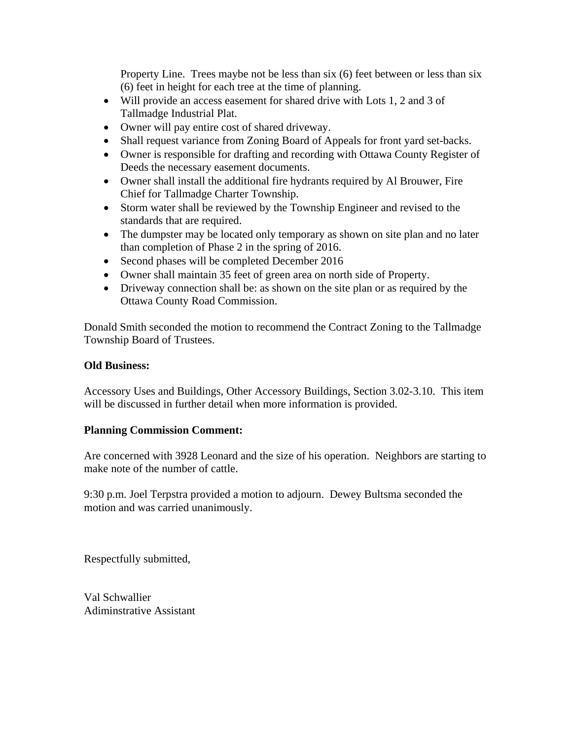Property Line. Trees maybe not be less than six (6) feet between or less than six (6) feet in height for each tree at the time of planning.

- Will provide an access easement for shared drive with Lots 1, 2 and 3 of Tallmadge Industrial Plat.
- Owner will pay entire cost of shared driveway.
- Shall request variance from Zoning Board of Appeals for front yard set-backs.
- Owner is responsible for drafting and recording with Ottawa County Register of Deeds the necessary easement documents.
- Owner shall install the additional fire hydrants required by Al Brouwer, Fire Chief for Tallmadge Charter Township.
- Storm water shall be reviewed by the Township Engineer and revised to the standards that are required.
- The dumpster may be located only temporary as shown on site plan and no later than completion of Phase 2 in the spring of 2016.
- Second phases will be completed December 2016
- Owner shall maintain 35 feet of green area on north side of Property.
- Driveway connection shall be: as shown on the site plan or as required by the Ottawa County Road Commission.

Donald Smith seconded the motion to recommend the Contract Zoning to the Tallmadge Township Board of Trustees.

**Old Business:**

Accessory Uses and Buildings, Other Accessory Buildings, Section 3.02-3.10. This item will be discussed in further detail when more information is provided.

**Planning Commission Comment:**

Are concerned with 3928 Leonard and the size of his operation. Neighbors are starting to make note of the number of cattle.

9:30 p.m. Joel Terpstra provided a motion to adjourn. Dewey Bultsma seconded the motion and was carried unanimously.

Respectfully submitted,

Val Schwallier
Adiminstrative Assistant